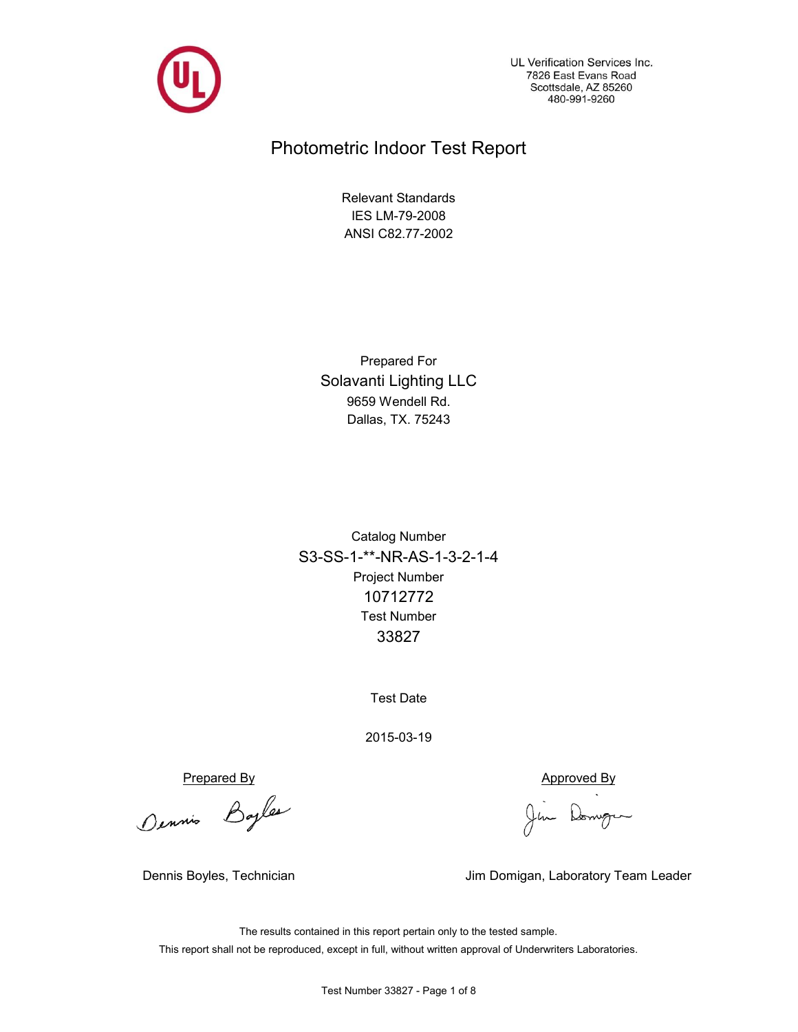UL Verification Services Inc.
7826 East Evans Road
Scottsdale, AZ 85260
480-991-9260

# Photometric Indoor Test Report

Relevant Standards
IES LM-79-2008
ANSI C82.77-2002

Prepared For

**Solavanti Lighting LLC**

9659 Wendell Rd.
Dallas, TX. 75243

Catalog Number

**S3-SS-1-**-NR-AS-1-3-2-1-4**

Project Number

**10712772**

Test Number

**33827**

Test Date

2015-03-19

| Prepared By | Approved By |
| --- | --- |
| Dennis Boyles, Technician | Jim Domigan, Laboratory Team Leader |

The results contained in this report pertain only to the tested sample.
This report shall not be reproduced, except in full, without written approval of Underwriters Laboratories.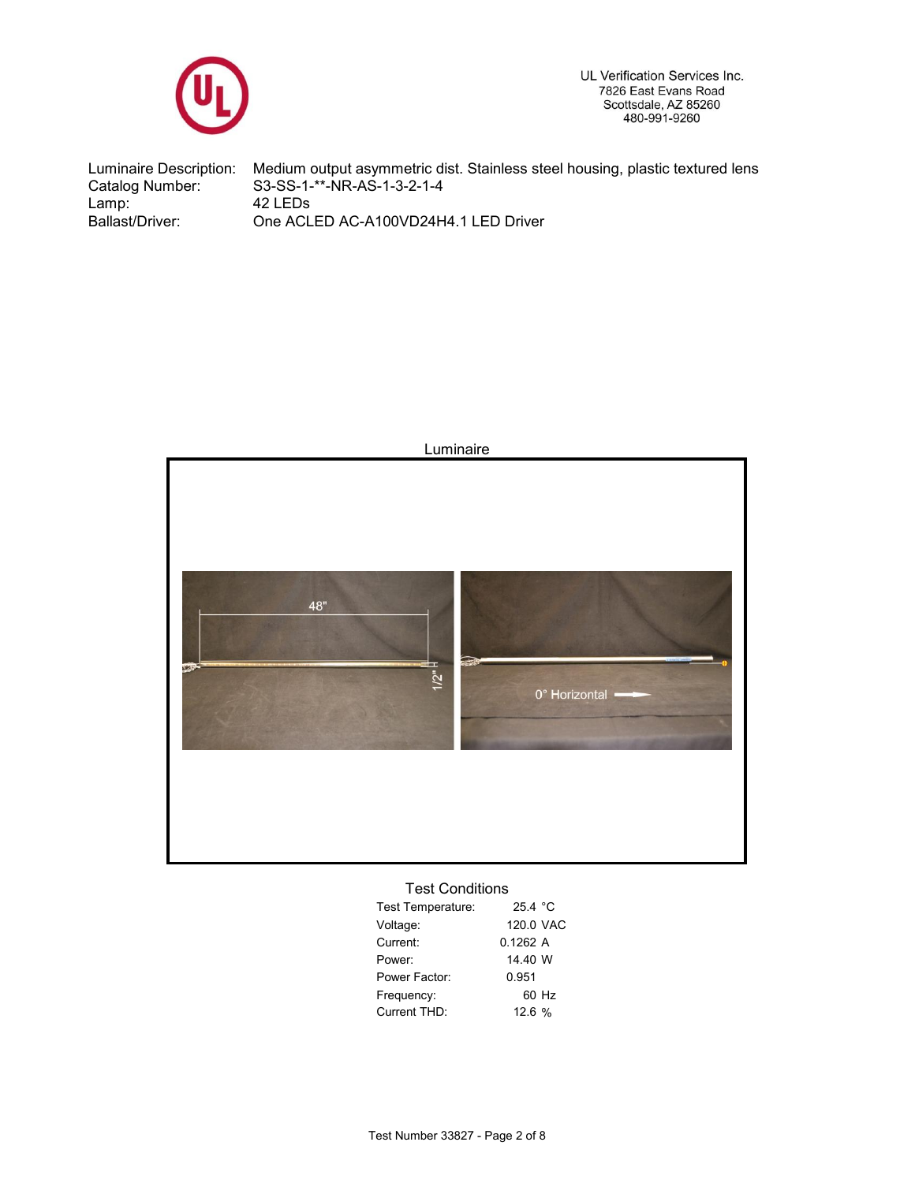UL Verification Services Inc.
7826 East Evans Road
Scottsdale, AZ 85260
480-991-9260

| | |
|---|---|
| Luminaire Description: | Medium output asymmetric dist. Stainless steel housing, plastic textured lens |
| Catalog Number: | S3-SS-1-**-NR-AS-1-3-2-1-4 |
| Lamp: | 42 LEDs |
| Ballast/Driver: | One ACLED AC-A100VD24H4.1 LED Driver |

Luminaire

48"

1/2"

0° Horizontal

## Test Conditions

| | |
|---|---|
| Test Temperature: | 25.4 °C |
| Voltage: | 120.0 VAC |
| Current: | 0.1262 A |
| Power: | 14.40 W |
| Power Factor: | 0.951 |
| Frequency: | 60 Hz |
| Current THD: | 12.6 % |

Test Number 33827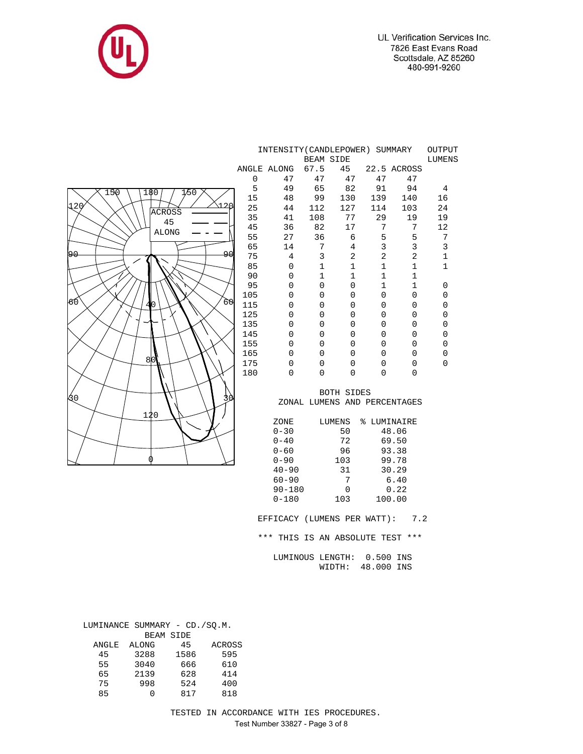UL Verification Services Inc.
7826 East Evans Road
Scottsdale, AZ 85260
480-991-9260

INTENSITY(CANDLEPOWER) SUMMARY

| ANGLE | ALONG | BEAM SIDE 67.5 | 45 | 22.5 | ACROSS | OUTPUT LUMENS |
|---|---|---|---|---|---|---|
| 0 | 47 | 47 | 47 | 47 | 47 | |
| 5 | 49 | 65 | 82 | 91 | 94 | 4 |
| 15 | 48 | 99 | 130 | 139 | 140 | 16 |
| 25 | 44 | 112 | 127 | 114 | 103 | 24 |
| 35 | 41 | 108 | 77 | 29 | 19 | 19 |
| 45 | 36 | 82 | 17 | 7 | 7 | 12 |
| 55 | 27 | 36 | 6 | 5 | 5 | 7 |
| 65 | 14 | 7 | 4 | 3 | 3 | 3 |
| 75 | 4 | 3 | 2 | 2 | 2 | 1 |
| 85 | 0 | 1 | 1 | 1 | 1 | 1 |
| 90 | 0 | 1 | 1 | 1 | 1 | |
| 95 | 0 | 0 | 0 | 1 | 1 | 0 |
| 105 | 0 | 0 | 0 | 0 | 0 | 0 |
| 115 | 0 | 0 | 0 | 0 | 0 | 0 |
| 125 | 0 | 0 | 0 | 0 | 0 | 0 |
| 135 | 0 | 0 | 0 | 0 | 0 | 0 |
| 145 | 0 | 0 | 0 | 0 | 0 | 0 |
| 155 | 0 | 0 | 0 | 0 | 0 | 0 |
| 165 | 0 | 0 | 0 | 0 | 0 | 0 |
| 175 | 0 | 0 | 0 | 0 | 0 | 0 |
| 180 | 0 | 0 | 0 | 0 | 0 | |

BOTH SIDES
ZONAL LUMENS AND PERCENTAGES

| ZONE | LUMENS | % LUMINAIRE |
|---|---|---|
| 0-30 | 50 | 48.06 |
| 0-40 | 72 | 69.50 |
| 0-60 | 96 | 93.38 |
| 0-90 | 103 | 99.78 |
| 40-90 | 31 | 30.29 |
| 60-90 | 7 | 6.40 |
| 90-180 | 0 | 0.22 |
| 0-180 | 103 | 100.00 |

EFFICACY (LUMENS PER WATT): 7.2

\*\*\* THIS IS AN ABSOLUTE TEST \*\*\*

LUMINOUS LENGTH: 0.500 INS
WIDTH: 48.000 INS

LUMINANCE SUMMARY - CD./SQ.M.

| ANGLE | ALONG | BEAM SIDE 45 | ACROSS |
|---|---|---|---|
| 45 | 3288 | 1586 | 595 |
| 55 | 3040 | 666 | 610 |
| 65 | 2139 | 628 | 414 |
| 75 | 998 | 524 | 400 |
| 85 | 0 | 817 | 818 |

TESTED IN ACCORDANCE WITH IES PROCEDURES.
Test Number 33827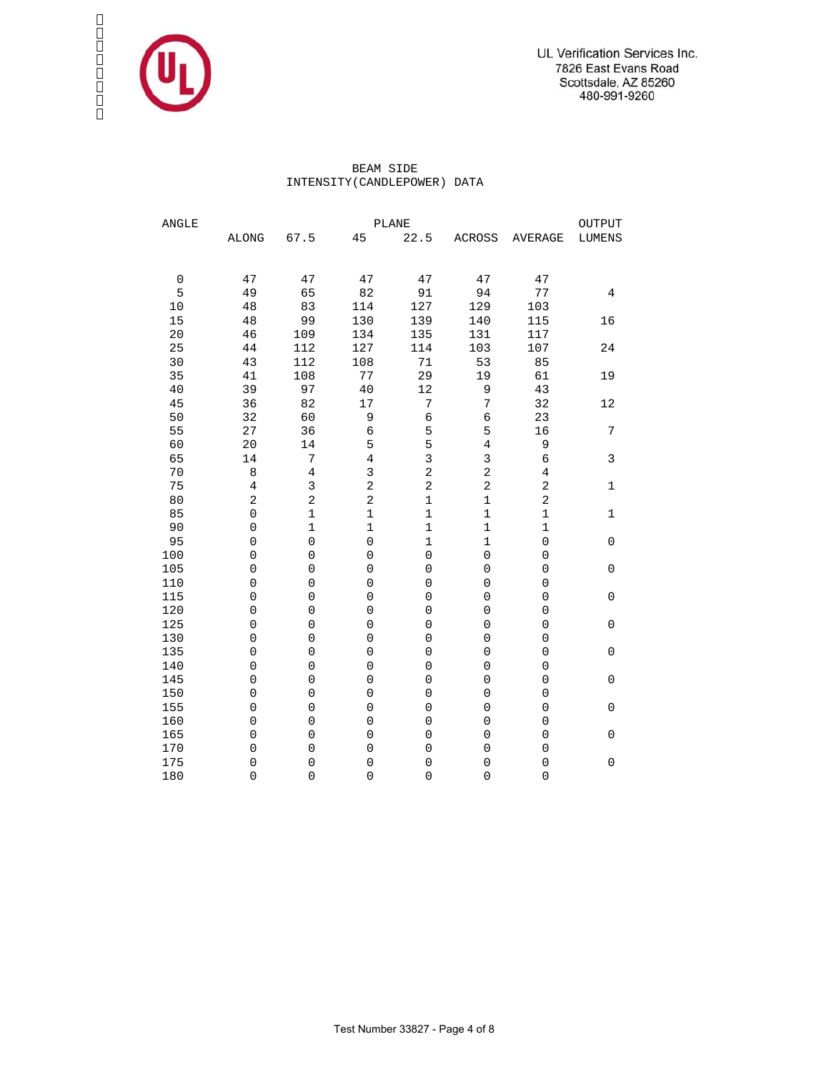UL Verification Services Inc.
7826 East Evans Road
Scottsdale, AZ 85260
480-991-9260

## BEAM SIDE
## INTENSITY(CANDLEPOWER) DATA

| ANGLE | PLANE | | | | | | OUTPUT |
|---|---|---|---|---|---|---|---|
| | ALONG | 67.5 | 45 | 22.5 | ACROSS | AVERAGE | LUMENS |
| 0 | 47 | 47 | 47 | 47 | 47 | 47 | |
| 5 | 49 | 65 | 82 | 91 | 94 | 77 | 4 |
| 10 | 48 | 83 | 114 | 127 | 129 | 103 | |
| 15 | 48 | 99 | 130 | 139 | 140 | 115 | 16 |
| 20 | 46 | 109 | 134 | 135 | 131 | 117 | |
| 25 | 44 | 112 | 127 | 114 | 103 | 107 | 24 |
| 30 | 43 | 112 | 108 | 71 | 53 | 85 | |
| 35 | 41 | 108 | 77 | 29 | 19 | 61 | 19 |
| 40 | 39 | 97 | 40 | 12 | 9 | 43 | |
| 45 | 36 | 82 | 17 | 7 | 7 | 32 | 12 |
| 50 | 32 | 60 | 9 | 6 | 6 | 23 | |
| 55 | 27 | 36 | 6 | 5 | 5 | 16 | 7 |
| 60 | 20 | 14 | 5 | 5 | 4 | 9 | |
| 65 | 14 | 7 | 4 | 3 | 3 | 6 | 3 |
| 70 | 8 | 4 | 3 | 2 | 2 | 4 | |
| 75 | 4 | 3 | 2 | 2 | 2 | 2 | 1 |
| 80 | 2 | 2 | 2 | 1 | 1 | 2 | |
| 85 | 0 | 1 | 1 | 1 | 1 | 1 | 1 |
| 90 | 0 | 1 | 1 | 1 | 1 | 1 | |
| 95 | 0 | 0 | 0 | 1 | 1 | 0 | 0 |
| 100 | 0 | 0 | 0 | 0 | 0 | 0 | |
| 105 | 0 | 0 | 0 | 0 | 0 | 0 | 0 |
| 110 | 0 | 0 | 0 | 0 | 0 | 0 | |
| 115 | 0 | 0 | 0 | 0 | 0 | 0 | 0 |
| 120 | 0 | 0 | 0 | 0 | 0 | 0 | |
| 125 | 0 | 0 | 0 | 0 | 0 | 0 | 0 |
| 130 | 0 | 0 | 0 | 0 | 0 | 0 | |
| 135 | 0 | 0 | 0 | 0 | 0 | 0 | 0 |
| 140 | 0 | 0 | 0 | 0 | 0 | 0 | |
| 145 | 0 | 0 | 0 | 0 | 0 | 0 | 0 |
| 150 | 0 | 0 | 0 | 0 | 0 | 0 | |
| 155 | 0 | 0 | 0 | 0 | 0 | 0 | 0 |
| 160 | 0 | 0 | 0 | 0 | 0 | 0 | |
| 165 | 0 | 0 | 0 | 0 | 0 | 0 | 0 |
| 170 | 0 | 0 | 0 | 0 | 0 | 0 | |
| 175 | 0 | 0 | 0 | 0 | 0 | 0 | 0 |
| 180 | 0 | 0 | 0 | 0 | 0 | 0 | |

Test Number 33827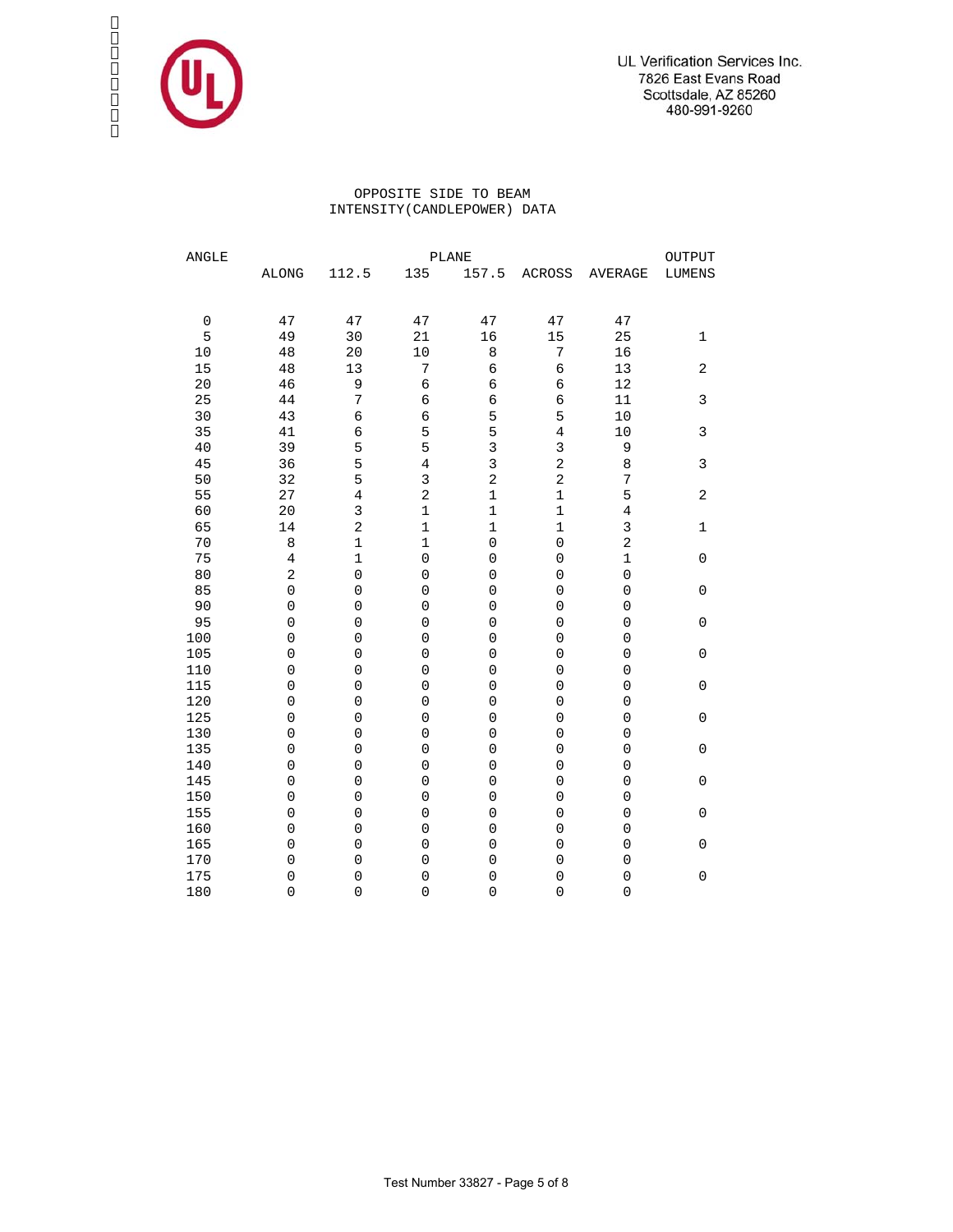UL Verification Services Inc.
7826 East Evans Road
Scottsdale, AZ 85260
480-991-9260

OPPOSITE SIDE TO BEAM
INTENSITY(CANDLEPOWER) DATA

| ANGLE | PLANE | | | | | | OUTPUT |
|---|---|---|---|---|---|---|---|
| | ALONG | 112.5 | 135 | 157.5 | ACROSS | AVERAGE | LUMENS |
| 0 | 47 | 47 | 47 | 47 | 47 | 47 | |
| 5 | 49 | 30 | 21 | 16 | 15 | 25 | 1 |
| 10 | 48 | 20 | 10 | 8 | 7 | 16 | |
| 15 | 48 | 13 | 7 | 6 | 6 | 13 | 2 |
| 20 | 46 | 9 | 6 | 6 | 6 | 12 | |
| 25 | 44 | 7 | 6 | 6 | 6 | 11 | 3 |
| 30 | 43 | 6 | 6 | 5 | 5 | 10 | |
| 35 | 41 | 6 | 5 | 5 | 4 | 10 | 3 |
| 40 | 39 | 5 | 5 | 3 | 3 | 9 | |
| 45 | 36 | 5 | 4 | 3 | 2 | 8 | 3 |
| 50 | 32 | 5 | 3 | 2 | 2 | 7 | |
| 55 | 27 | 4 | 2 | 1 | 1 | 5 | 2 |
| 60 | 20 | 3 | 1 | 1 | 1 | 4 | |
| 65 | 14 | 2 | 1 | 1 | 1 | 3 | 1 |
| 70 | 8 | 1 | 1 | 0 | 0 | 2 | |
| 75 | 4 | 1 | 0 | 0 | 0 | 1 | 0 |
| 80 | 2 | 0 | 0 | 0 | 0 | 0 | |
| 85 | 0 | 0 | 0 | 0 | 0 | 0 | 0 |
| 90 | 0 | 0 | 0 | 0 | 0 | 0 | |
| 95 | 0 | 0 | 0 | 0 | 0 | 0 | 0 |
| 100 | 0 | 0 | 0 | 0 | 0 | 0 | |
| 105 | 0 | 0 | 0 | 0 | 0 | 0 | 0 |
| 110 | 0 | 0 | 0 | 0 | 0 | 0 | |
| 115 | 0 | 0 | 0 | 0 | 0 | 0 | 0 |
| 120 | 0 | 0 | 0 | 0 | 0 | 0 | |
| 125 | 0 | 0 | 0 | 0 | 0 | 0 | 0 |
| 130 | 0 | 0 | 0 | 0 | 0 | 0 | |
| 135 | 0 | 0 | 0 | 0 | 0 | 0 | 0 |
| 140 | 0 | 0 | 0 | 0 | 0 | 0 | |
| 145 | 0 | 0 | 0 | 0 | 0 | 0 | 0 |
| 150 | 0 | 0 | 0 | 0 | 0 | 0 | |
| 155 | 0 | 0 | 0 | 0 | 0 | 0 | 0 |
| 160 | 0 | 0 | 0 | 0 | 0 | 0 | |
| 165 | 0 | 0 | 0 | 0 | 0 | 0 | 0 |
| 170 | 0 | 0 | 0 | 0 | 0 | 0 | |
| 175 | 0 | 0 | 0 | 0 | 0 | 0 | 0 |
| 180 | 0 | 0 | 0 | 0 | 0 | 0 | |

Test Number 33827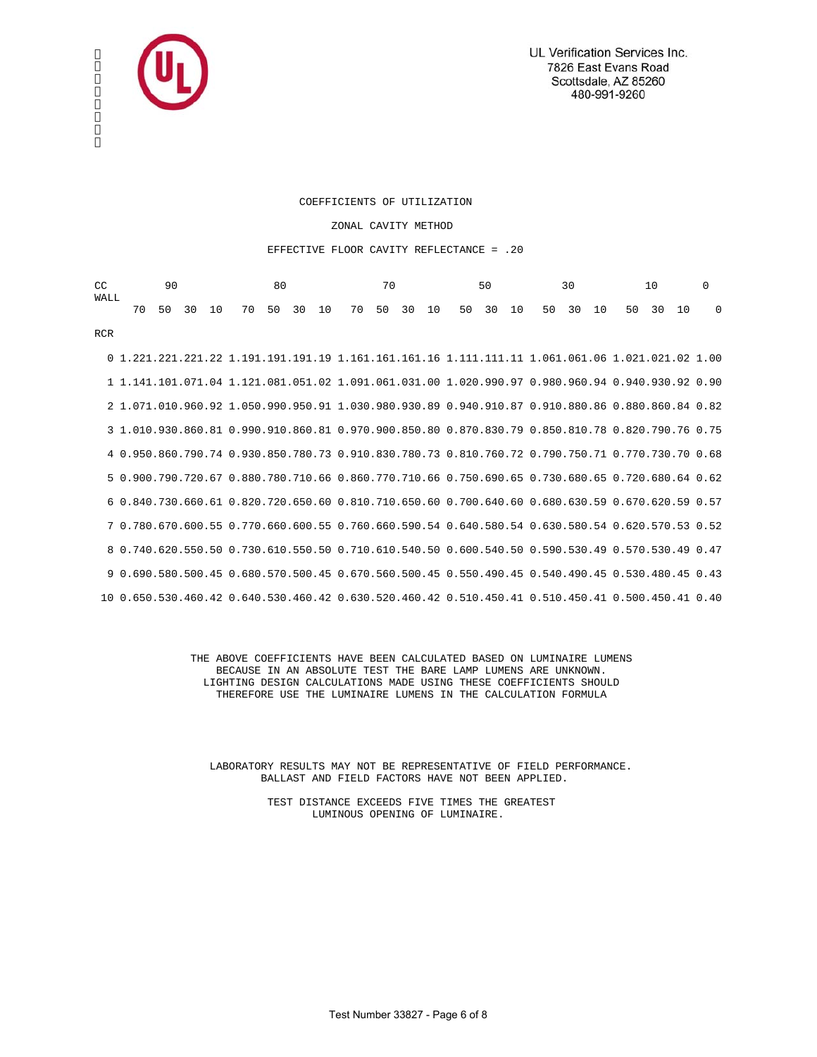UL Verification Services Inc.
7826 East Evans Road
Scottsdale, AZ 85260
480-991-9260

## COEFFICIENTS OF UTILIZATION

### ZONAL CAVITY METHOD

EFFECTIVE FLOOR CAVITY REFLECTANCE = .20

| CC | 90 | | | | 80 | | | | 70 | | | | 50 | | | 30 | | | 10 | | | 0 |
|---|---|---|---|---|---|---|---|---|---|---|---|---|---|---|---|---|---|---|---|---|---|---|
| WALL | 70 | 50 | 30 | 10 | 70 | 50 | 30 | 10 | 70 | 50 | 30 | 10 | 50 | 30 | 10 | 50 | 30 | 10 | 50 | 30 | 10 | 0 |
| RCR | | | | | | | | | | | | | | | | | | | | | | |
| 0 | 1.22 | 1.22 | 1.22 | 1.22 | 1.19 | 1.19 | 1.19 | 1.19 | 1.16 | 1.16 | 1.16 | 1.16 | 1.11 | 1.11 | 1.11 | 1.06 | 1.06 | 1.06 | 1.02 | 1.02 | 1.02 | 1.00 |
| 1 | 1.14 | 1.10 | 1.07 | 1.04 | 1.12 | 1.08 | 1.05 | 1.02 | 1.09 | 1.06 | 1.03 | 1.00 | 1.02 | 0.99 | 0.97 | 0.98 | 0.96 | 0.94 | 0.94 | 0.93 | 0.92 | 0.90 |
| 2 | 1.07 | 1.01 | 0.96 | 0.92 | 1.05 | 0.99 | 0.95 | 0.91 | 1.03 | 0.98 | 0.93 | 0.89 | 0.94 | 0.91 | 0.87 | 0.91 | 0.88 | 0.86 | 0.88 | 0.86 | 0.84 | 0.82 |
| 3 | 1.01 | 0.93 | 0.86 | 0.81 | 0.99 | 0.91 | 0.86 | 0.81 | 0.97 | 0.90 | 0.85 | 0.80 | 0.87 | 0.83 | 0.79 | 0.85 | 0.81 | 0.78 | 0.82 | 0.79 | 0.76 | 0.75 |
| 4 | 0.95 | 0.86 | 0.79 | 0.74 | 0.93 | 0.85 | 0.78 | 0.73 | 0.91 | 0.83 | 0.78 | 0.73 | 0.81 | 0.76 | 0.72 | 0.79 | 0.75 | 0.71 | 0.77 | 0.73 | 0.70 | 0.68 |
| 5 | 0.90 | 0.79 | 0.72 | 0.67 | 0.88 | 0.78 | 0.71 | 0.66 | 0.86 | 0.77 | 0.71 | 0.66 | 0.75 | 0.69 | 0.65 | 0.73 | 0.68 | 0.65 | 0.72 | 0.68 | 0.64 | 0.62 |
| 6 | 0.84 | 0.73 | 0.66 | 0.61 | 0.82 | 0.72 | 0.65 | 0.60 | 0.81 | 0.71 | 0.65 | 0.60 | 0.70 | 0.64 | 0.60 | 0.68 | 0.63 | 0.59 | 0.67 | 0.62 | 0.59 | 0.57 |
| 7 | 0.78 | 0.67 | 0.60 | 0.55 | 0.77 | 0.66 | 0.60 | 0.55 | 0.76 | 0.66 | 0.59 | 0.54 | 0.64 | 0.58 | 0.54 | 0.63 | 0.58 | 0.54 | 0.62 | 0.57 | 0.53 | 0.52 |
| 8 | 0.74 | 0.62 | 0.55 | 0.50 | 0.73 | 0.61 | 0.55 | 0.50 | 0.71 | 0.61 | 0.54 | 0.50 | 0.60 | 0.54 | 0.50 | 0.59 | 0.53 | 0.49 | 0.57 | 0.53 | 0.49 | 0.47 |
| 9 | 0.69 | 0.58 | 0.50 | 0.45 | 0.68 | 0.57 | 0.50 | 0.45 | 0.67 | 0.56 | 0.50 | 0.45 | 0.55 | 0.49 | 0.45 | 0.54 | 0.49 | 0.45 | 0.53 | 0.48 | 0.45 | 0.43 |
| 10 | 0.65 | 0.53 | 0.46 | 0.42 | 0.64 | 0.53 | 0.46 | 0.42 | 0.63 | 0.52 | 0.46 | 0.42 | 0.51 | 0.45 | 0.41 | 0.51 | 0.45 | 0.41 | 0.50 | 0.45 | 0.41 | 0.40 |

THE ABOVE COEFFICIENTS HAVE BEEN CALCULATED BASED ON LUMINAIRE LUMENS BECAUSE IN AN ABSOLUTE TEST THE BARE LAMP LUMENS ARE UNKNOWN. LIGHTING DESIGN CALCULATIONS MADE USING THESE COEFFICIENTS SHOULD THEREFORE USE THE LUMINAIRE LUMENS IN THE CALCULATION FORMULA

LABORATORY RESULTS MAY NOT BE REPRESENTATIVE OF FIELD PERFORMANCE. BALLAST AND FIELD FACTORS HAVE NOT BEEN APPLIED.

TEST DISTANCE EXCEEDS FIVE TIMES THE GREATEST LUMINOUS OPENING OF LUMINAIRE.

Test Number 33827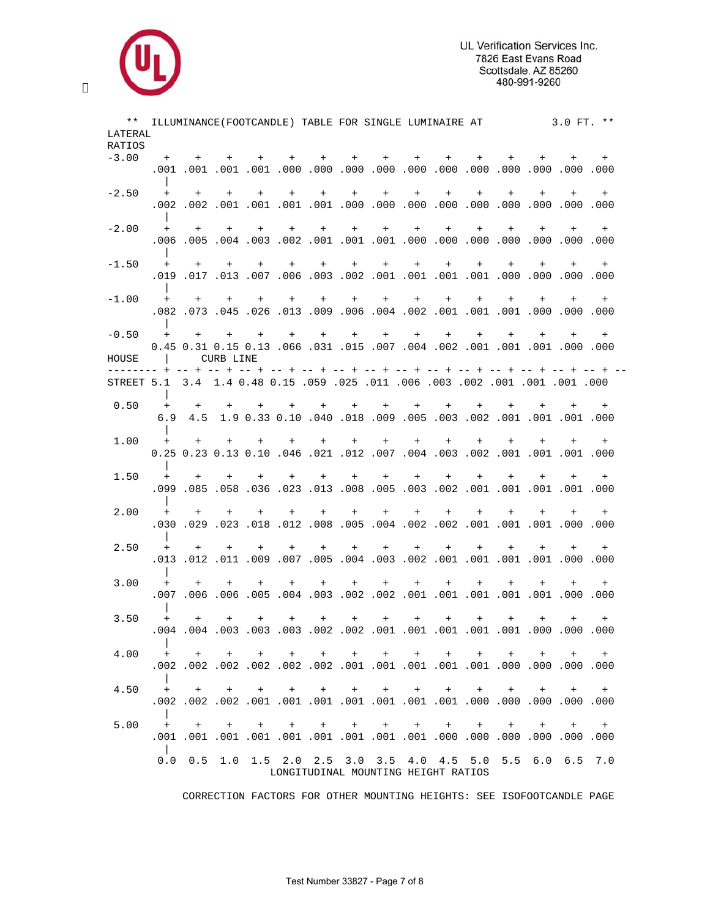** ILLUMINANCE(FOOTCANDLE) TABLE FOR SINGLE LUMINAIRE AT 3.0 FT. **

| LATERAL RATIOS | 0.0 | 0.5 | 1.0 | 1.5 | 2.0 | 2.5 | 3.0 | 3.5 | 4.0 | 4.5 | 5.0 | 5.5 | 6.0 | 6.5 | 7.0 |
|---|---|---|---|---|---|---|---|---|---|---|---|---|---|---|---|
| -3.00 | .001 | .001 | .001 | .001 | .000 | .000 | .000 | .000 | .000 | .000 | .000 | .000 | .000 | .000 | .000 |
| -2.50 | .002 | .002 | .001 | .001 | .001 | .001 | .000 | .000 | .000 | .000 | .000 | .000 | .000 | .000 | .000 |
| -2.00 | .006 | .005 | .004 | .003 | .002 | .001 | .001 | .001 | .000 | .000 | .000 | .000 | .000 | .000 | .000 |
| -1.50 | .019 | .017 | .013 | .007 | .006 | .003 | .002 | .001 | .001 | .001 | .001 | .000 | .000 | .000 | .000 |
| -1.00 | .082 | .073 | .045 | .026 | .013 | .009 | .006 | .004 | .002 | .001 | .001 | .001 | .000 | .000 | .000 |
| -0.50 | 0.45 | 0.31 | 0.15 | 0.13 | .066 | .031 | .015 | .007 | .004 | .002 | .001 | .001 | .001 | .000 | .000 |
| HOUSE / CURB LINE / STREET | 5.1 | 3.4 | 1.4 | 0.48 | 0.15 | .059 | .025 | .011 | .006 | .003 | .002 | .001 | .001 | .001 | .000 |
| 0.50 | 6.9 | 4.5 | 1.9 | 0.33 | 0.10 | .040 | .018 | .009 | .005 | .003 | .002 | .001 | .001 | .001 | .000 |
| 1.00 | 0.25 | 0.23 | 0.13 | 0.10 | .046 | .021 | .012 | .007 | .004 | .003 | .002 | .001 | .001 | .001 | .000 |
| 1.50 | .099 | .085 | .058 | .036 | .023 | .013 | .008 | .005 | .003 | .002 | .001 | .001 | .001 | .001 | .000 |
| 2.00 | .030 | .029 | .023 | .018 | .012 | .008 | .005 | .004 | .002 | .002 | .001 | .001 | .001 | .000 | .000 |
| 2.50 | .013 | .012 | .011 | .009 | .007 | .005 | .004 | .003 | .002 | .001 | .001 | .001 | .001 | .000 | .000 |
| 3.00 | .007 | .006 | .006 | .005 | .004 | .003 | .002 | .002 | .001 | .001 | .001 | .001 | .001 | .000 | .000 |
| 3.50 | .004 | .004 | .003 | .003 | .003 | .002 | .002 | .001 | .001 | .001 | .001 | .001 | .000 | .000 | .000 |
| 4.00 | .002 | .002 | .002 | .002 | .002 | .002 | .001 | .001 | .001 | .001 | .001 | .000 | .000 | .000 | .000 |
| 4.50 | .002 | .002 | .002 | .001 | .001 | .001 | .001 | .001 | .001 | .001 | .000 | .000 | .000 | .000 | .000 |
| 5.00 | .001 | .001 | .001 | .001 | .001 | .001 | .001 | .001 | .001 | .000 | .000 | .000 | .000 | .000 | .000 |

LONGITUDINAL MOUNTING HEIGHT RATIOS

CORRECTION FACTORS FOR OTHER MOUNTING HEIGHTS: SEE ISOFOOTCANDLE PAGE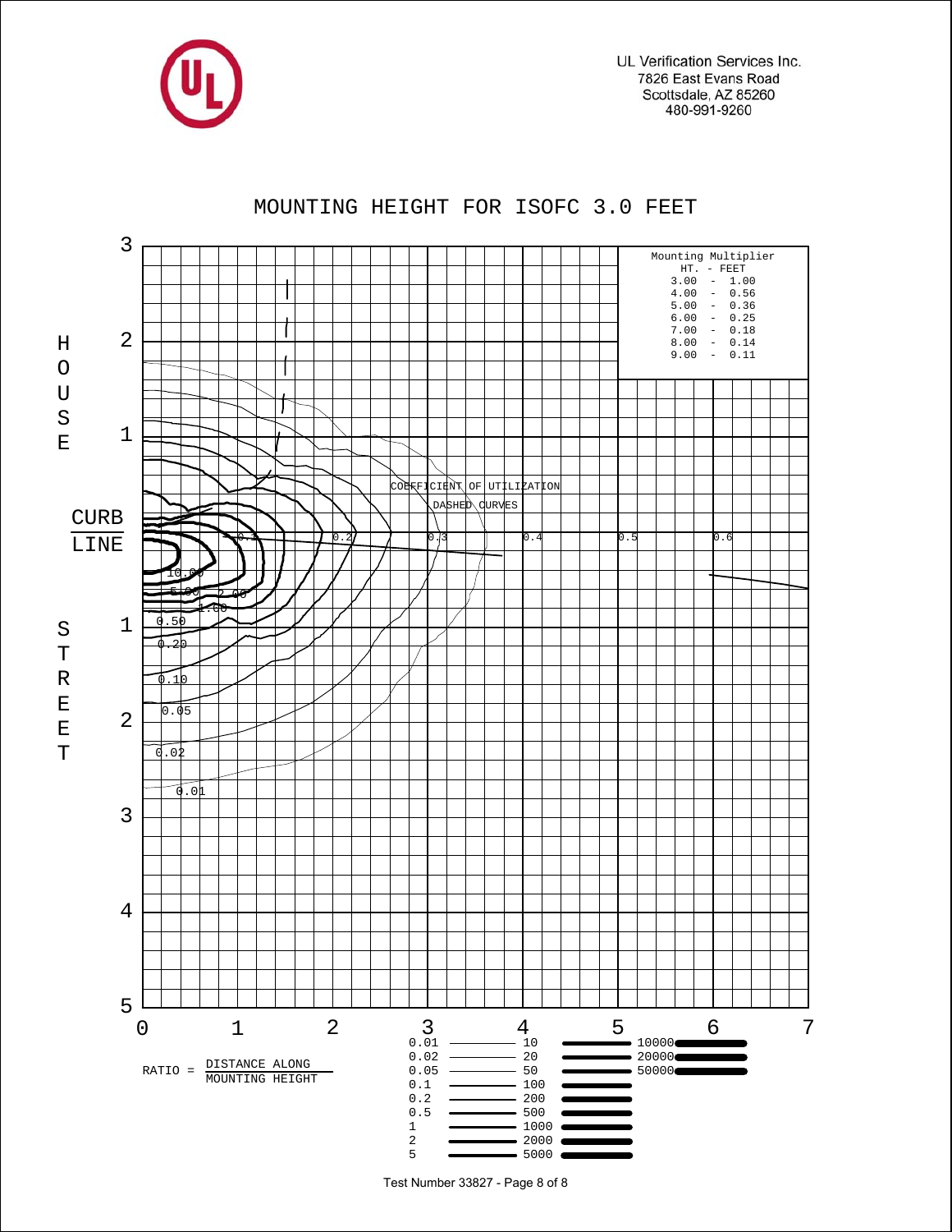# MOUNTING HEIGHT FOR ISOFC 3.0 FEET

Mounting Multiplier
HT. - FEET
3.00 - 1.00
4.00 - 0.56
5.00 - 0.36
6.00 - 0.25
7.00 - 0.18
8.00 - 0.14
9.00 - 0.11

HOUSE

CURB LINE

STREET

3
2
1
1
2
3
4
5

0 1 2 3 4 5 6 7

COEFFICIENT OF UTILIZATION
DASHED CURVES

0.1 0.2 0.3 0.4 0.5 0.6

10.00
5.00
2.00
1.00
0.50
0.20
0.10
0.05
0.02
0.01

RATIO = DISTANCE ALONG / MOUNTING HEIGHT

0.01
0.02
0.05
0.1
0.2
0.5
1
2
5
10
20
50
100
200
500
1000
2000
5000
10000
20000
50000

Test Number 33827